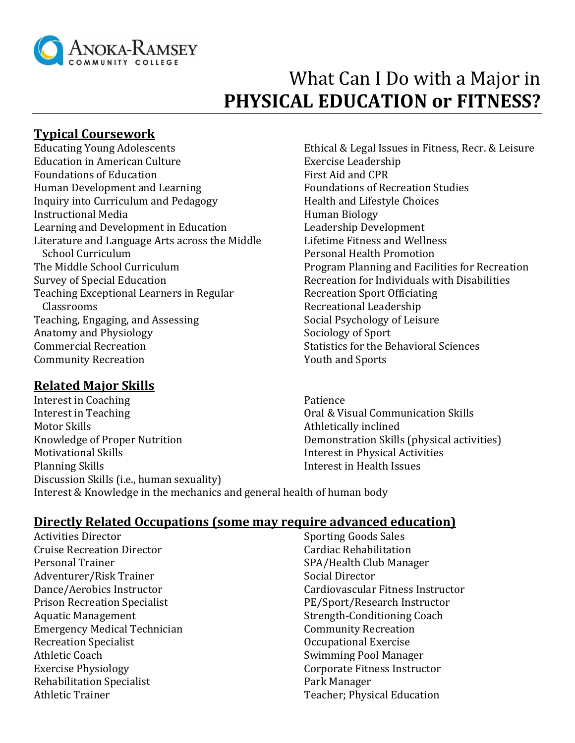Anoka-Ramsey Community College

# What Can I Do with a Major in **PHYSICAL EDUCATION or FITNESS?**

## Typical Coursework

- Educating Young Adolescents
- Education in American Culture
- Foundations of Education
- Human Development and Learning
- Inquiry into Curriculum and Pedagogy
- Instructional Media
- Learning and Development in Education
- Literature and Language Arts across the Middle School Curriculum
- The Middle School Curriculum
- Survey of Special Education
- Teaching Exceptional Learners in Regular Classrooms
- Teaching, Engaging, and Assessing
- Anatomy and Physiology
- Commercial Recreation
- Community Recreation
- Ethical & Legal Issues in Fitness, Recr. & Leisure
- Exercise Leadership
- First Aid and CPR
- Foundations of Recreation Studies
- Health and Lifestyle Choices
- Human Biology
- Leadership Development
- Lifetime Fitness and Wellness
- Personal Health Promotion
- Program Planning and Facilities for Recreation
- Recreation for Individuals with Disabilities
- Recreation Sport Officiating
- Recreational Leadership
- Social Psychology of Leisure
- Sociology of Sport
- Statistics for the Behavioral Sciences
- Youth and Sports

## Related Major Skills

- Interest in Coaching
- Interest in Teaching
- Motor Skills
- Knowledge of Proper Nutrition
- Motivational Skills
- Planning Skills
- Discussion Skills (i.e., human sexuality)
- Interest & Knowledge in the mechanics and general health of human body
- Patience
- Oral & Visual Communication Skills
- Athletically inclined
- Demonstration Skills (physical activities)
- Interest in Physical Activities
- Interest in Health Issues

## Directly Related Occupations (some may require advanced education)

- Activities Director
- Cruise Recreation Director
- Personal Trainer
- Adventurer/Risk Trainer
- Dance/Aerobics Instructor
- Prison Recreation Specialist
- Aquatic Management
- Emergency Medical Technician
- Recreation Specialist
- Athletic Coach
- Exercise Physiology
- Rehabilitation Specialist
- Athletic Trainer
- Sporting Goods Sales
- Cardiac Rehabilitation
- SPA/Health Club Manager
- Social Director
- Cardiovascular Fitness Instructor
- PE/Sport/Research Instructor
- Strength-Conditioning Coach
- Community Recreation
- Occupational Exercise
- Swimming Pool Manager
- Corporate Fitness Instructor
- Park Manager
- Teacher; Physical Education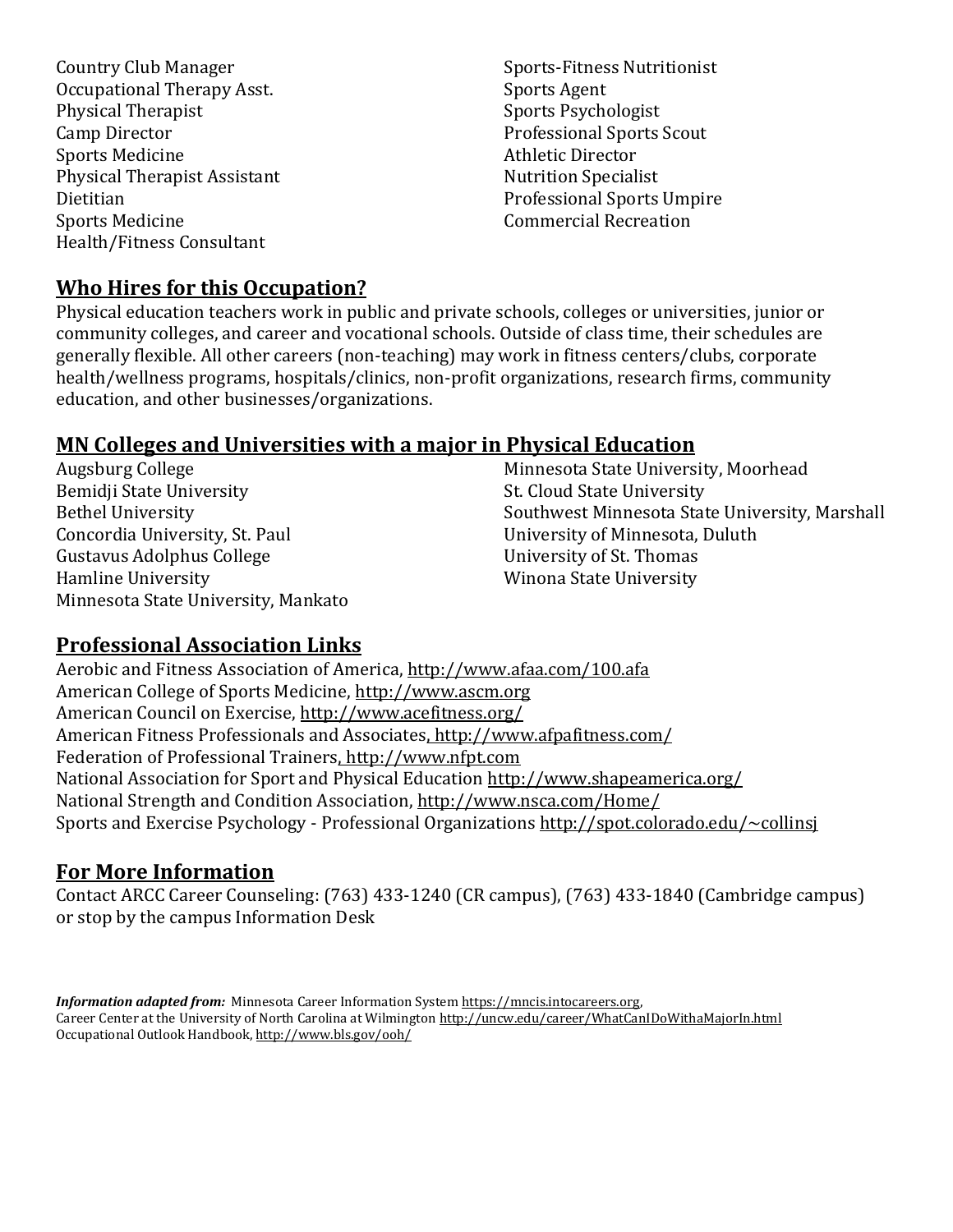Country Club Manager
Occupational Therapy Asst.
Physical Therapist
Camp Director
Sports Medicine
Physical Therapist Assistant
Dietitian
Sports Medicine
Health/Fitness Consultant
Sports-Fitness Nutritionist
Sports Agent
Sports Psychologist
Professional Sports Scout
Athletic Director
Nutrition Specialist
Professional Sports Umpire
Commercial Recreation

## Who Hires for this Occupation?

Physical education teachers work in public and private schools, colleges or universities, junior or community colleges, and career and vocational schools. Outside of class time, their schedules are generally flexible. All other careers (non-teaching) may work in fitness centers/clubs, corporate health/wellness programs, hospitals/clinics, non-profit organizations, research firms, community education, and other businesses/organizations.

## MN Colleges and Universities with a major in Physical Education

Augsburg College
Bemidji State University
Bethel University
Concordia University, St. Paul
Gustavus Adolphus College
Hamline University
Minnesota State University, Mankato
Minnesota State University, Moorhead
St. Cloud State University
Southwest Minnesota State University, Marshall
University of Minnesota, Duluth
University of St. Thomas
Winona State University

## Professional Association Links

Aerobic and Fitness Association of America, http://www.afaa.com/100.afa
American College of Sports Medicine, http://www.ascm.org
American Council on Exercise, http://www.acefitness.org/
American Fitness Professionals and Associates, http://www.afpafitness.com/
Federation of Professional Trainers, http://www.nfpt.com
National Association for Sport and Physical Education http://www.shapeamerica.org/
National Strength and Condition Association, http://www.nsca.com/Home/
Sports and Exercise Psychology - Professional Organizations http://spot.colorado.edu/~collinsj

## For More Information

Contact ARCC Career Counseling: (763) 433-1240 (CR campus), (763) 433-1840 (Cambridge campus) or stop by the campus Information Desk

***Information adapted from:*** Minnesota Career Information System https://mncis.intocareers.org,
Career Center at the University of North Carolina at Wilmington http://uncw.edu/career/WhatCanIDoWithaMajorIn.html
Occupational Outlook Handbook, http://www.bls.gov/ooh/